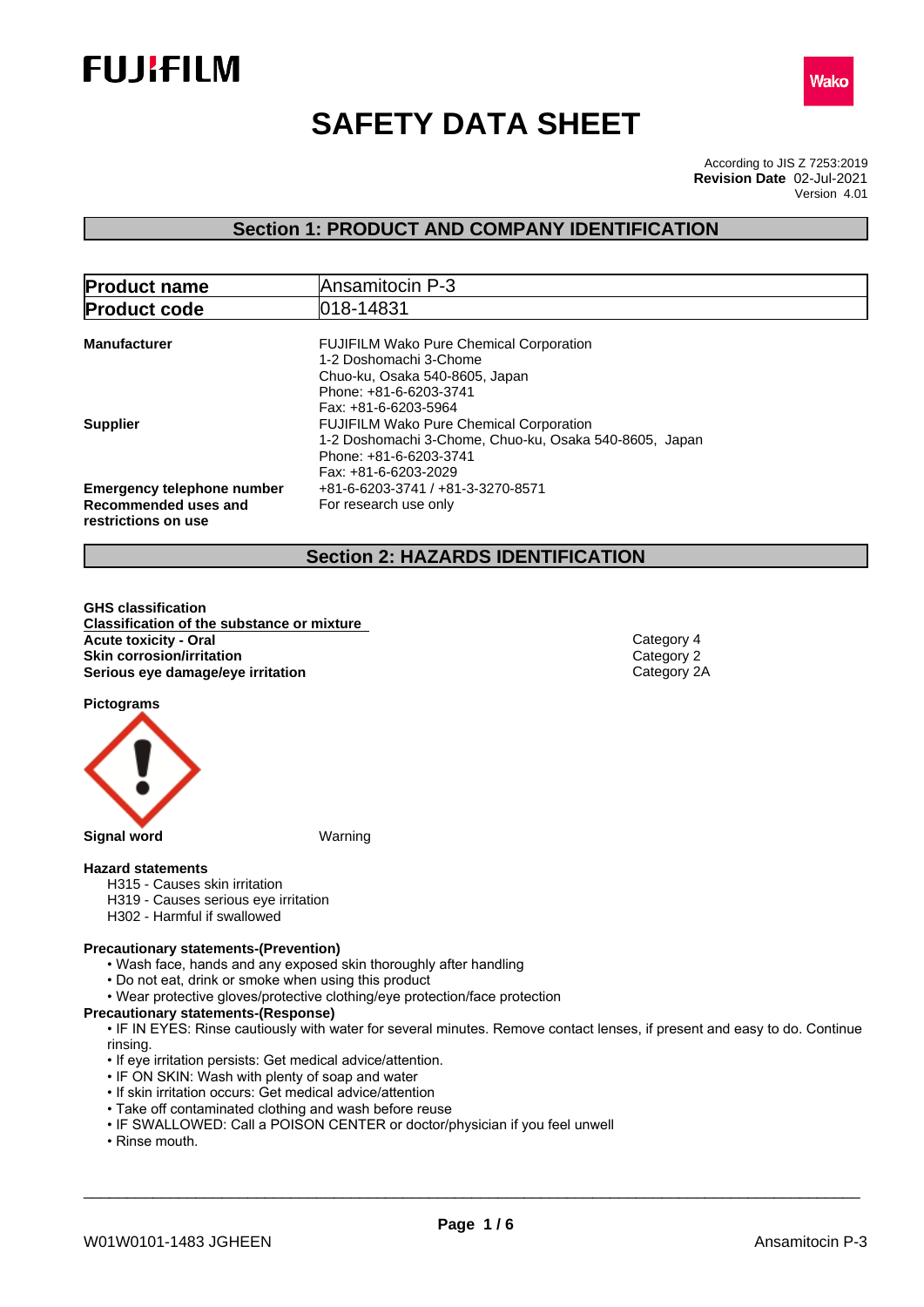FUJIFILM

Wako

# SAFETY DATA SHEET

According to JIS Z 7253:2019
**Revision Date** 02-Jul-2021
Version 4.01

## Section 1: PRODUCT AND COMPANY IDENTIFICATION

| **Product name** | Ansamitocin P-3 |
|---|---|
| **Product code** | 018-14831 |

**Manufacturer**
FUJIFILM Wako Pure Chemical Corporation
1-2 Doshomachi 3-Chome
Chuo-ku, Osaka 540-8605, Japan
Phone: +81-6-6203-3741
Fax: +81-6-6203-5964

**Supplier**
FUJIFILM Wako Pure Chemical Corporation
1-2 Doshomachi 3-Chome, Chuo-ku, Osaka 540-8605, Japan
Phone: +81-6-6203-3741
Fax: +81-6-6203-2029

**Emergency telephone number** +81-6-6203-3741 / +81-3-3270-8571

**Recommended uses and restrictions on use** For research use only

## Section 2: HAZARDS IDENTIFICATION

**GHS classification**

**Classification of the substance or mixture**

| | |
|---|---|
| **Acute toxicity - Oral** | Category 4 |
| **Skin corrosion/irritation** | Category 2 |
| **Serious eye damage/eye irritation** | Category 2A |

**Pictograms**

**Signal word** Warning

**Hazard statements**

H315 - Causes skin irritation
H319 - Causes serious eye irritation
H302 - Harmful if swallowed

**Precautionary statements-(Prevention)**

- Wash face, hands and any exposed skin thoroughly after handling
- Do not eat, drink or smoke when using this product
- Wear protective gloves/protective clothing/eye protection/face protection

**Precautionary statements-(Response)**

- IF IN EYES: Rinse cautiously with water for several minutes. Remove contact lenses, if present and easy to do. Continue rinsing.
- If eye irritation persists: Get medical advice/attention.
- IF ON SKIN: Wash with plenty of soap and water
- If skin irritation occurs: Get medical advice/attention
- Take off contaminated clothing and wash before reuse
- IF SWALLOWED: Call a POISON CENTER or doctor/physician if you feel unwell
- Rinse mouth.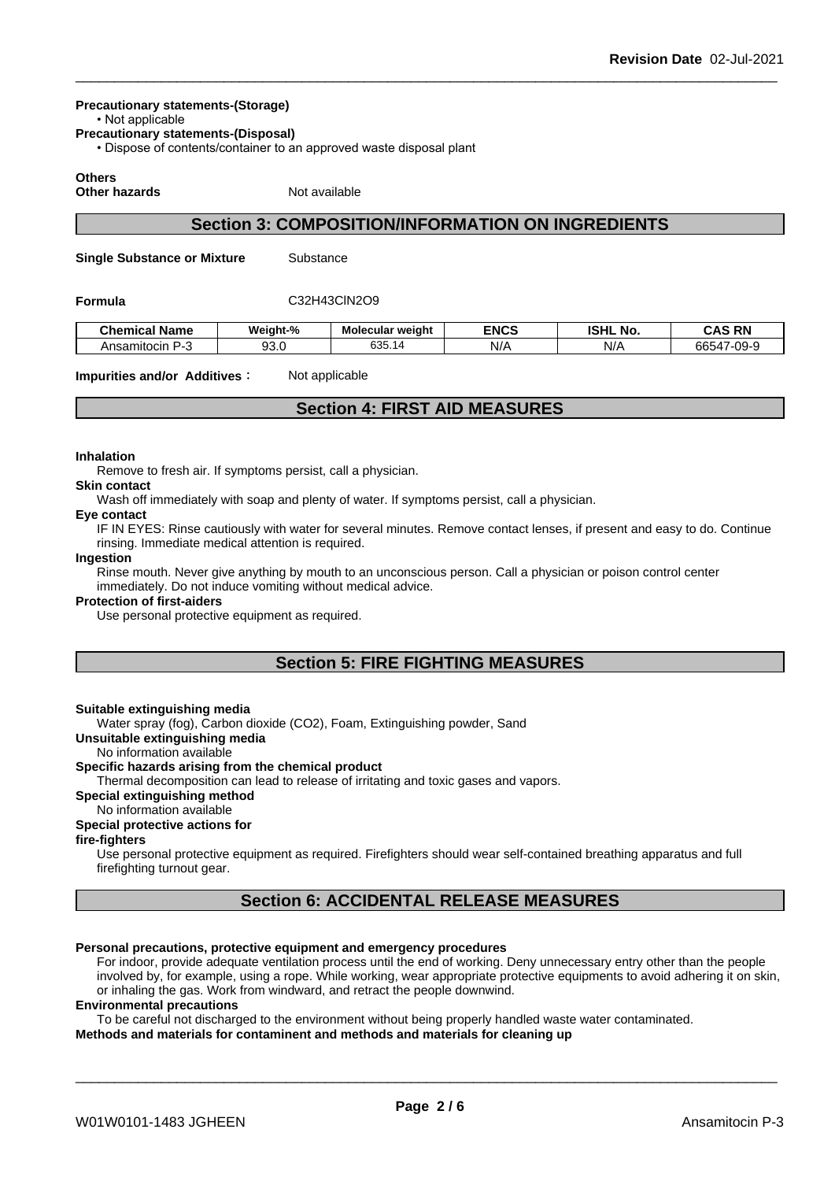**Precautionary statements-(Storage)**

• Not applicable

**Precautionary statements-(Disposal)**

• Dispose of contents/container to an approved waste disposal plant

**Others**

**Other hazards** Not available

## Section 3: COMPOSITION/INFORMATION ON INGREDIENTS

**Single Substance or Mixture** Substance

**Formula** $C_{32}H_{43}ClN_2O_9$

| Chemical Name | Weight-% | Molecular weight | ENCS | ISHL No. | CAS RN |
|---|---|---|---|---|---|
| Ansamitocin P-3 | 93.0 | 635.14 | N/A | N/A | 66547-09-9 |

**Impurities and/or Additives**: Not applicable

## Section 4: FIRST AID MEASURES

**Inhalation**

Remove to fresh air. If symptoms persist, call a physician.

**Skin contact**

Wash off immediately with soap and plenty of water. If symptoms persist, call a physician.

**Eye contact**

IF IN EYES: Rinse cautiously with water for several minutes. Remove contact lenses, if present and easy to do. Continue rinsing. Immediate medical attention is required.

**Ingestion**

Rinse mouth. Never give anything by mouth to an unconscious person. Call a physician or poison control center immediately. Do not induce vomiting without medical advice.

**Protection of first-aiders**

Use personal protective equipment as required.

## Section 5: FIRE FIGHTING MEASURES

**Suitable extinguishing media**

Water spray (fog), Carbon dioxide ($CO_2$), Foam, Extinguishing powder, Sand

**Unsuitable extinguishing media**

No information available

**Specific hazards arising from the chemical product**

Thermal decomposition can lead to release of irritating and toxic gases and vapors.

**Special extinguishing method**

No information available

**Special protective actions for fire-fighters**

Use personal protective equipment as required. Firefighters should wear self-contained breathing apparatus and full firefighting turnout gear.

## Section 6: ACCIDENTAL RELEASE MEASURES

**Personal precautions, protective equipment and emergency procedures**

For indoor, provide adequate ventilation process until the end of working. Deny unnecessary entry other than the people involved by, for example, using a rope. While working, wear appropriate protective equipments to avoid adhering it on skin, or inhaling the gas. Work from windward, and retract the people downwind.

**Environmental precautions**

To be careful not discharged to the environment without being properly handled waste water contaminated.

**Methods and materials for contaminent and methods and materials for cleaning up**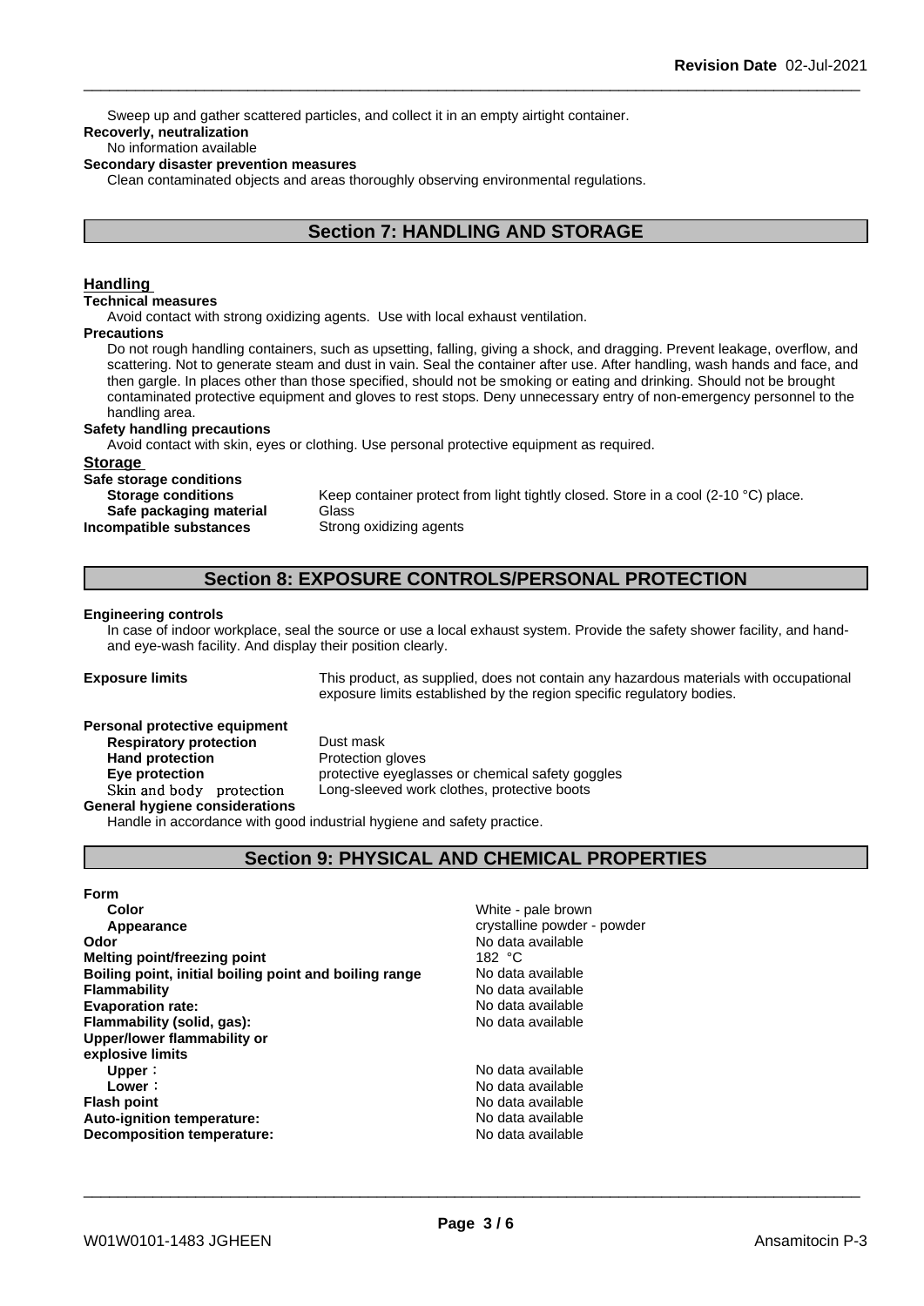Sweep up and gather scattered particles, and collect it in an empty airtight container.

**Recoverly, neutralization**

No information available

**Secondary disaster prevention measures**

Clean contaminated objects and areas thoroughly observing environmental regulations.

## Section 7: HANDLING AND STORAGE

### Handling

**Technical measures**

Avoid contact with strong oxidizing agents. Use with local exhaust ventilation.

**Precautions**

Do not rough handling containers, such as upsetting, falling, giving a shock, and dragging. Prevent leakage, overflow, and scattering. Not to generate steam and dust in vain. Seal the container after use. After handling, wash hands and face, and then gargle. In places other than those specified, should not be smoking or eating and drinking. Should not be brought contaminated protective equipment and gloves to rest stops. Deny unnecessary entry of non-emergency personnel to the handling area.

**Safety handling precautions**

Avoid contact with skin, eyes or clothing. Use personal protective equipment as required.

### Storage

**Safe storage conditions**

**Storage conditions** Keep container protect from light tightly closed. Store in a cool (2-10 °C) place.

**Safe packaging material** Glass

**Incompatible substances** Strong oxidizing agents

## Section 8: EXPOSURE CONTROLS/PERSONAL PROTECTION

**Engineering controls**

In case of indoor workplace, seal the source or use a local exhaust system. Provide the safety shower facility, and hand- and eye-wash facility. And display their position clearly.

**Exposure limits** This product, as supplied, does not contain any hazardous materials with occupational exposure limits established by the region specific regulatory bodies.

**Personal protective equipment**

**Respiratory protection** Dust mask

**Hand protection** Protection gloves

**Eye protection** protective eyeglasses or chemical safety goggles

**Skin and body protection** Long-sleeved work clothes, protective boots

**General hygiene considerations**

Handle in accordance with good industrial hygiene and safety practice.

## Section 9: PHYSICAL AND CHEMICAL PROPERTIES

**Form**

| | |
|---|---|
| **Color** | White - pale brown |
| **Appearance** | crystalline powder - powder |
| **Odor** | No data available |
| **Melting point/freezing point** | 182 °C |
| **Boiling point, initial boiling point and boiling range** | No data available |
| **Flammability** | No data available |
| **Evaporation rate:** | No data available |
| **Flammability (solid, gas):** | No data available |
| **Upper/lower flammability or explosive limits** | |
| **Upper :** | No data available |
| **Lower :** | No data available |
| **Flash point** | No data available |
| **Auto-ignition temperature:** | No data available |
| **Decomposition temperature:** | No data available |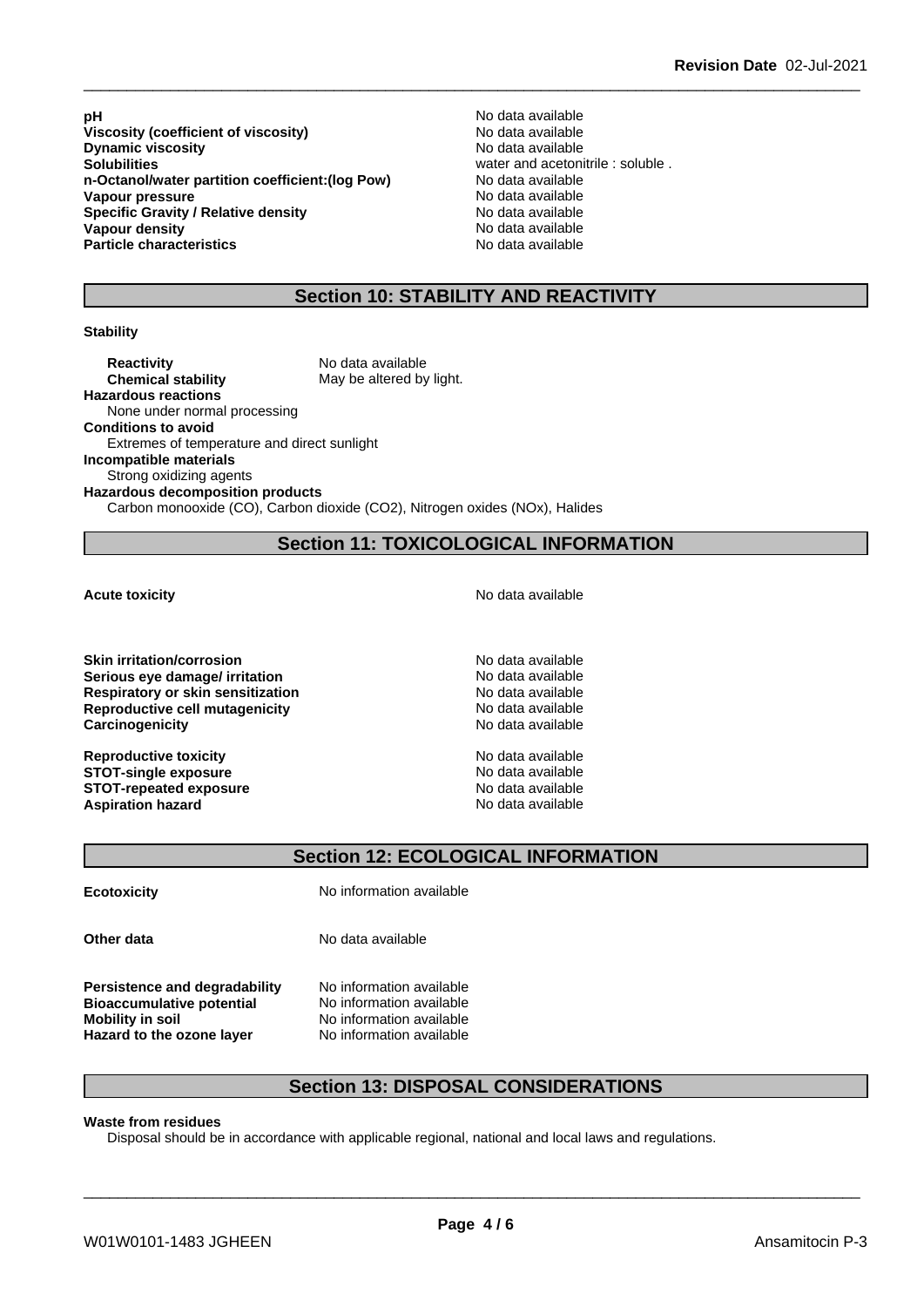| | |
|---|---|
| **pH** | No data available |
| **Viscosity (coefficient of viscosity)** | No data available |
| **Dynamic viscosity** | No data available |
| **Solubilities** | water and acetonitrile : soluble . |
| **n-Octanol/water partition coefficient:(log Pow)** | No data available |
| **Vapour pressure** | No data available |
| **Specific Gravity / Relative density** | No data available |
| **Vapour density** | No data available |
| **Particle characteristics** | No data available |

## Section 10: STABILITY AND REACTIVITY

**Stability**

**Reactivity** No data available
**Chemical stability** May be altered by light.

**Hazardous reactions**
None under normal processing

**Conditions to avoid**
Extremes of temperature and direct sunlight

**Incompatible materials**
Strong oxidizing agents

**Hazardous decomposition products**
Carbon monooxide (CO), Carbon dioxide ($CO_2$), Nitrogen oxides ($NO_x$), Halides

## Section 11: TOXICOLOGICAL INFORMATION

| | |
|---|---|
| **Acute toxicity** | No data available |
| **Skin irritation/corrosion** | No data available |
| **Serious eye damage/ irritation** | No data available |
| **Respiratory or skin sensitization** | No data available |
| **Reproductive cell mutagenicity** | No data available |
| **Carcinogenicity** | No data available |
| **Reproductive toxicity** | No data available |
| **STOT-single exposure** | No data available |
| **STOT-repeated exposure** | No data available |
| **Aspiration hazard** | No data available |

## Section 12: ECOLOGICAL INFORMATION

| | |
|---|---|
| **Ecotoxicity** | No information available |
| **Other data** | No data available |
| **Persistence and degradability** | No information available |
| **Bioaccumulative potential** | No information available |
| **Mobility in soil** | No information available |
| **Hazard to the ozone layer** | No information available |

## Section 13: DISPOSAL CONSIDERATIONS

**Waste from residues**
Disposal should be in accordance with applicable regional, national and local laws and regulations.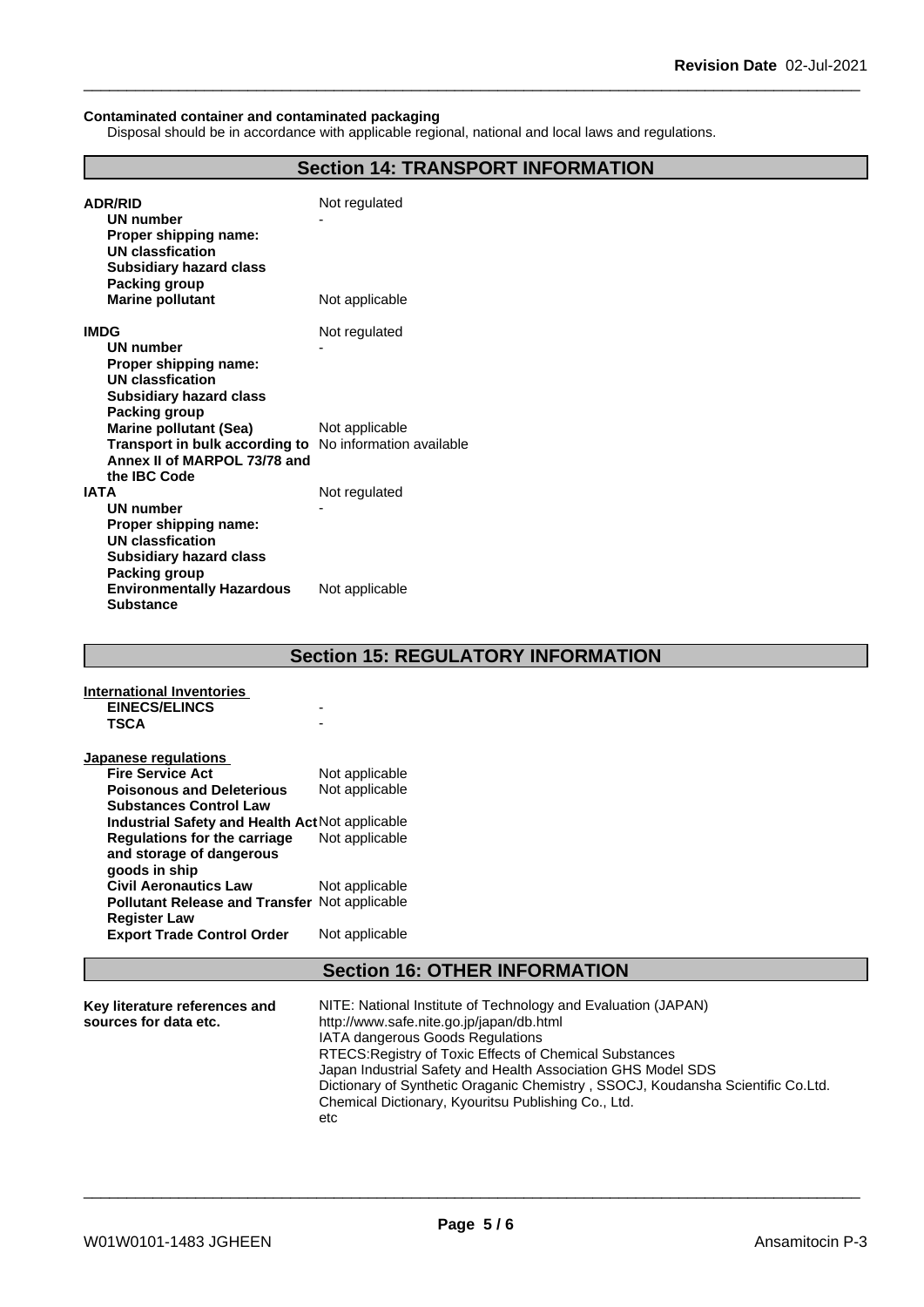**Contaminated container and contaminated packaging**

Disposal should be in accordance with applicable regional, national and local laws and regulations.

## Section 14: TRANSPORT INFORMATION

| | |
|---|---|
| **ADR/RID** | Not regulated |
| **UN number** | - |
| **Proper shipping name:** | |
| **UN classfication** | |
| **Subsidiary hazard class** | |
| **Packing group** | |
| **Marine pollutant** | Not applicable |
| **IMDG** | Not regulated |
| **UN number** | - |
| **Proper shipping name:** | |
| **UN classfication** | |
| **Subsidiary hazard class** | |
| **Packing group** | |
| **Marine pollutant (Sea)** | Not applicable |
| **Transport in bulk according to Annex II of MARPOL 73/78 and the IBC Code** | No information available |
| **IATA** | Not regulated |
| **UN number** | - |
| **Proper shipping name:** | |
| **UN classfication** | |
| **Subsidiary hazard class** | |
| **Packing group** | |
| **Environmentally Hazardous Substance** | Not applicable |

## Section 15: REGULATORY INFORMATION

**International Inventories**

| | |
|---|---|
| **EINECS/ELINCS** | - |
| **TSCA** | - |

**Japanese regulations**

| | |
|---|---|
| **Fire Service Act** | Not applicable |
| **Poisonous and Deleterious Substances Control Law** | Not applicable |
| **Industrial Safety and Health Act** | Not applicable |
| **Regulations for the carriage and storage of dangerous goods in ship** | Not applicable |
| **Civil Aeronautics Law** | Not applicable |
| **Pollutant Release and Transfer Register Law** | Not applicable |
| **Export Trade Control Order** | Not applicable |

## Section 16: OTHER INFORMATION

**Key literature references and sources for data etc.**

NITE: National Institute of Technology and Evaluation (JAPAN)
http://www.safe.nite.go.jp/japan/db.html
IATA dangerous Goods Regulations
RTECS:Registry of Toxic Effects of Chemical Substances
Japan Industrial Safety and Health Association GHS Model SDS
Dictionary of Synthetic Oraganic Chemistry , SSOCJ, Koudansha Scientific Co.Ltd.
Chemical Dictionary, Kyouritsu Publishing Co., Ltd.
etc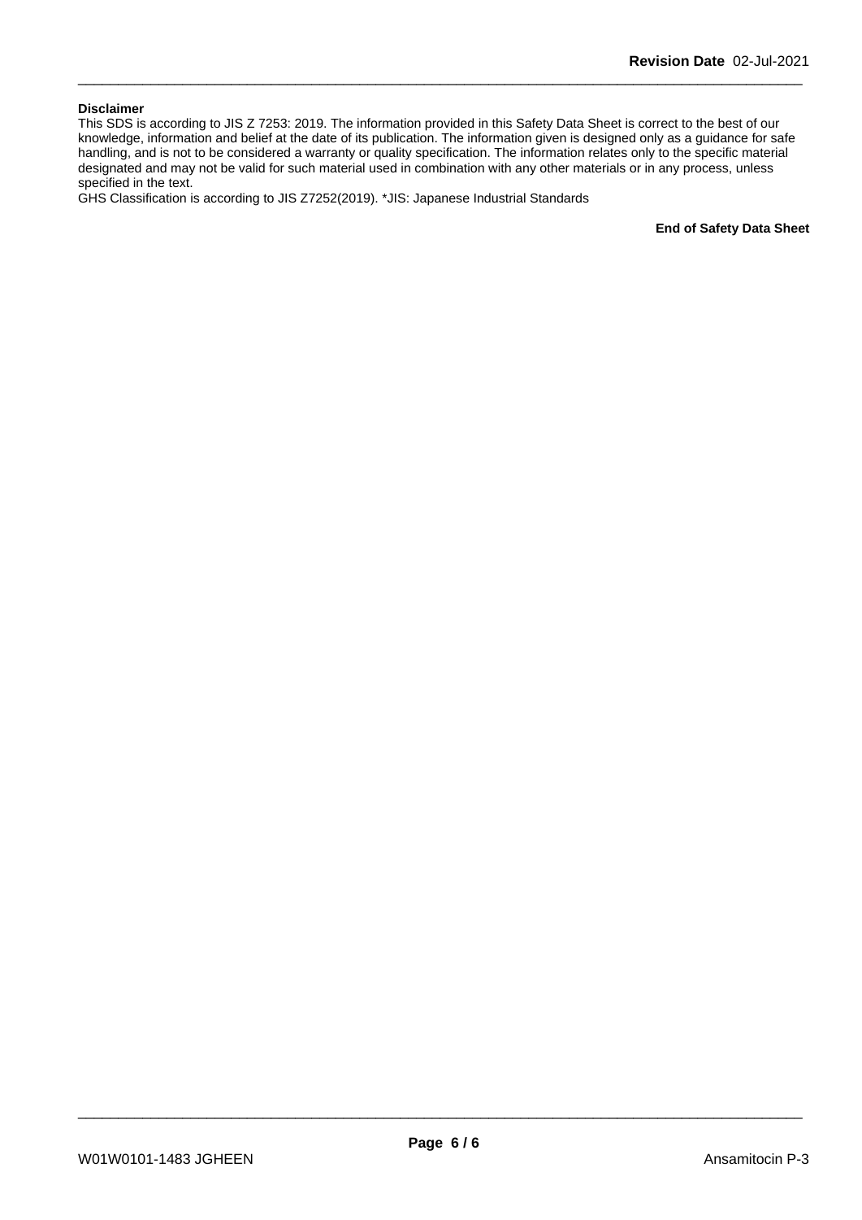**Disclaimer**

This SDS is according to JIS Z 7253: 2019. The information provided in this Safety Data Sheet is correct to the best of our knowledge, information and belief at the date of its publication. The information given is designed only as a guidance for safe handling, and is not to be considered a warranty or quality specification. The information relates only to the specific material designated and may not be valid for such material used in combination with any other materials or in any process, unless specified in the text.

GHS Classification is according to JIS Z7252(2019). *JIS: Japanese Industrial Standards

**End of Safety Data Sheet**